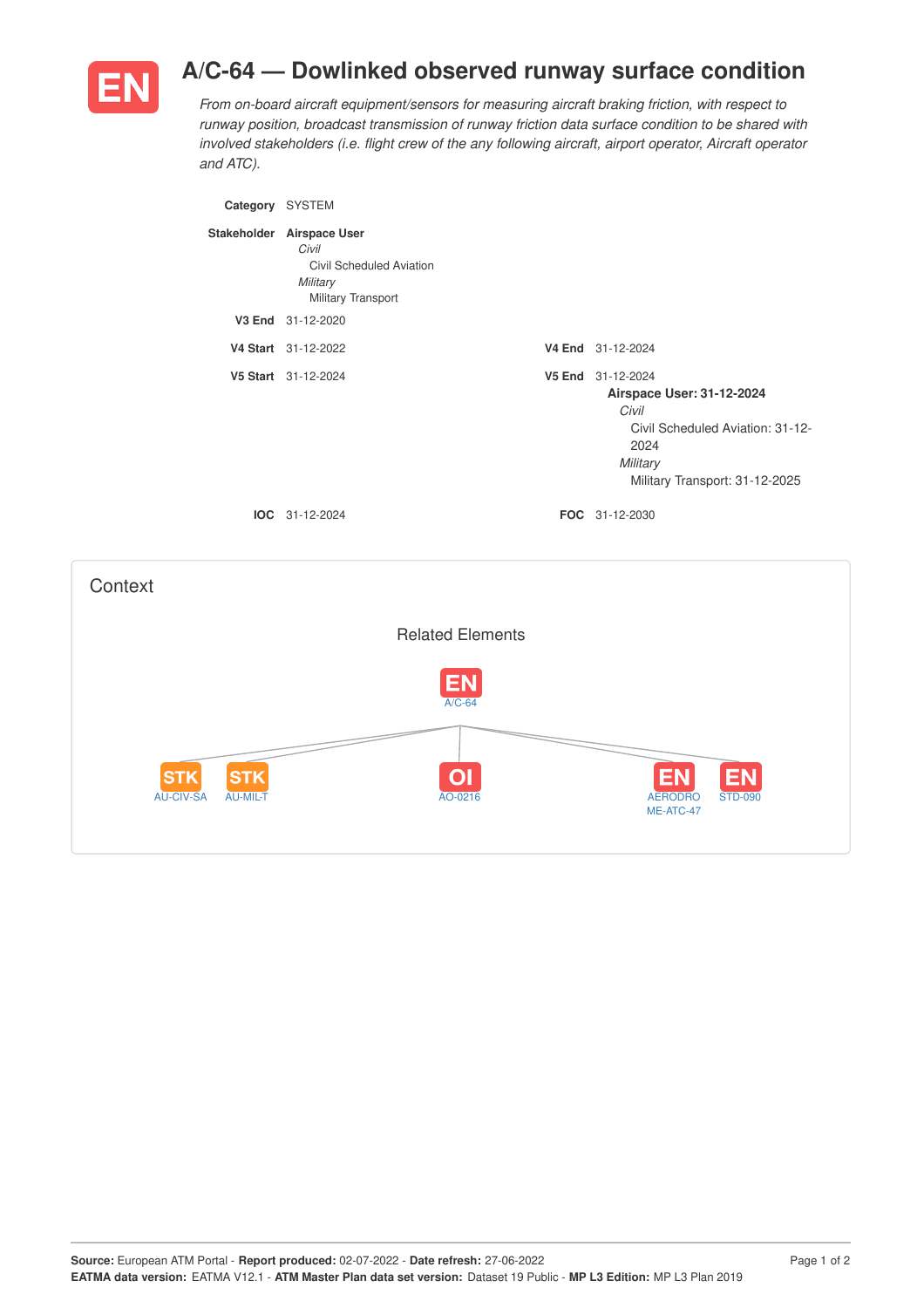# EN A/C-64 — Dowlinked observed runway surface condition

*From on-board aircraft equipment/sensors for measuring aircraft braking friction, with respect to runway position, broadcast transmission of runway friction data surface condition to be shared with involved stakeholders (i.e. flight crew of the any following aircraft, airport operator, Aircraft operator and ATC).*

**Category** SYSTEM

**Stakeholder** **Airspace User**
*Civil*
Civil Scheduled Aviation
*Military*
Military Transport

**V3 End** 31-12-2020

**V4 Start** 31-12-2022 **V4 End** 31-12-2024

**V5 Start** 31-12-2024 **V5 End** 31-12-2024
**Airspace User: 31-12-2024**
*Civil*
Civil Scheduled Aviation: 31-12-2024
*Military*
Military Transport: 31-12-2025

**IOC** 31-12-2024 **FOC** 31-12-2030

## Context

Related Elements

EN A/C-64

STK AU-CIV-SA, STK AU-MIL-T, OI AO-0216, EN AERODROME-ATC-47, EN STD-090

**Source:** European ATM Portal - **Report produced:** 02-07-2022 - **Date refresh:** 27-06-2022
**EATMA data version:** EATMA V12.1 - **ATM Master Plan data set version:** Dataset 19 Public - **MP L3 Edition:** MP L3 Plan 2019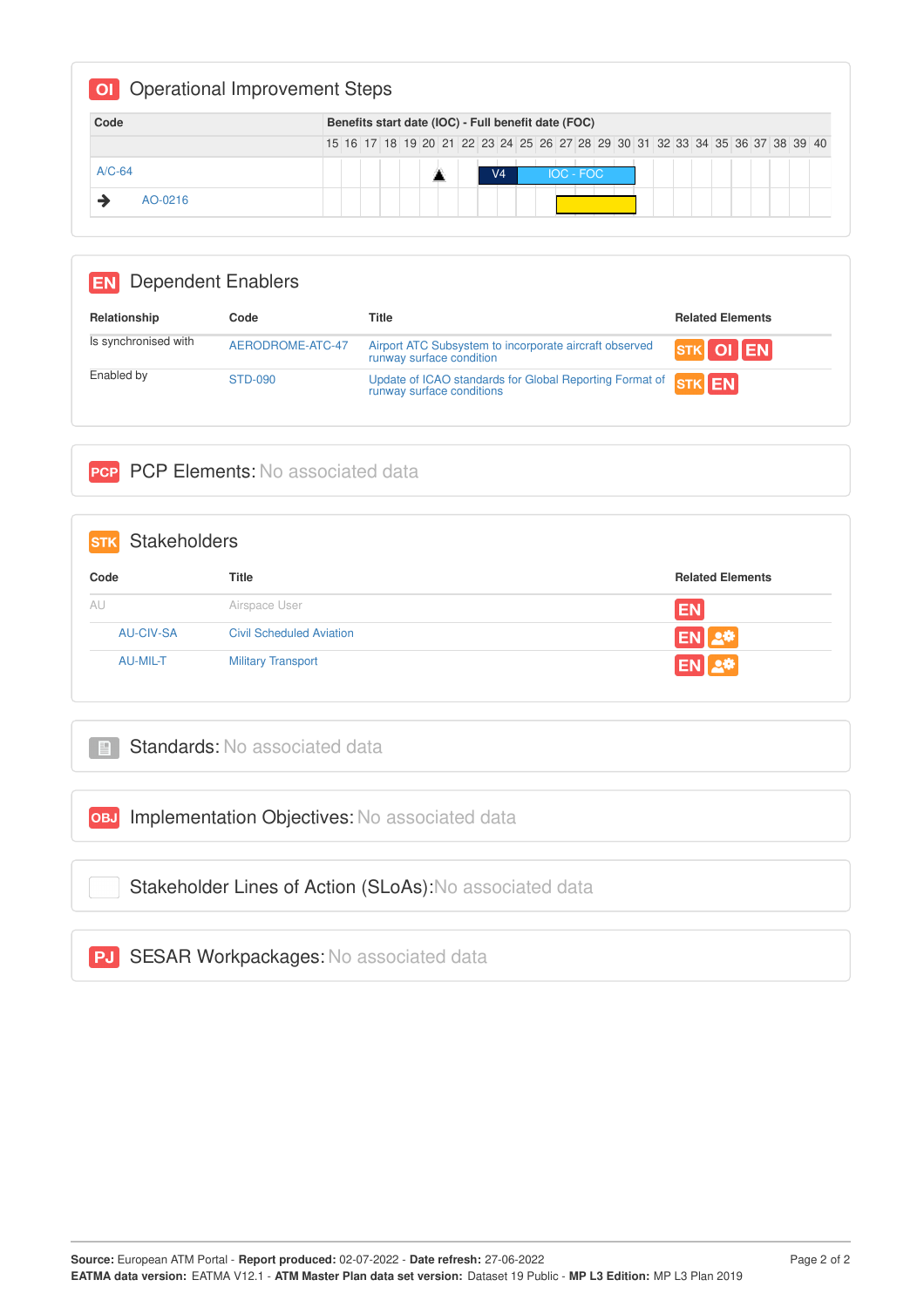## OI Operational Improvement Steps

| Code | Benefits start date (IOC) - Full benefit date (FOC) |
| --- | --- |
| | 15 16 17 18 19 20 21 22 23 24 25 26 27 28 29 30 31 32 33 34 35 36 37 38 39 40 |
| A/C-64 | V4 IOC - FOC |
| → AO-0216 | |

## EN Dependent Enablers

| Relationship | Code | Title | Related Elements |
| --- | --- | --- | --- |
| Is synchronised with | AERODROME-ATC-47 | Airport ATC Subsystem to incorporate aircraft observed runway surface condition | STK OI EN |
| Enabled by | STD-090 | Update of ICAO standards for Global Reporting Format of runway surface conditions | STK EN |

## PCP PCP Elements: No associated data

## STK Stakeholders

| Code | Title | Related Elements |
| --- | --- | --- |
| AU | Airspace User | EN |
| AU-CIV-SA | Civil Scheduled Aviation | EN |
| AU-MIL-T | Military Transport | EN |

## Standards: No associated data

## OBJ Implementation Objectives: No associated data

## Stakeholder Lines of Action (SLoAs): No associated data

## PJ SESAR Workpackages: No associated data

**Source:** European ATM Portal - **Report produced:** 02-07-2022 - **Date refresh:** 27-06-2022
**EATMA data version:** EATMA V12.1 - **ATM Master Plan data set version:** Dataset 19 Public - **MP L3 Edition:** MP L3 Plan 2019